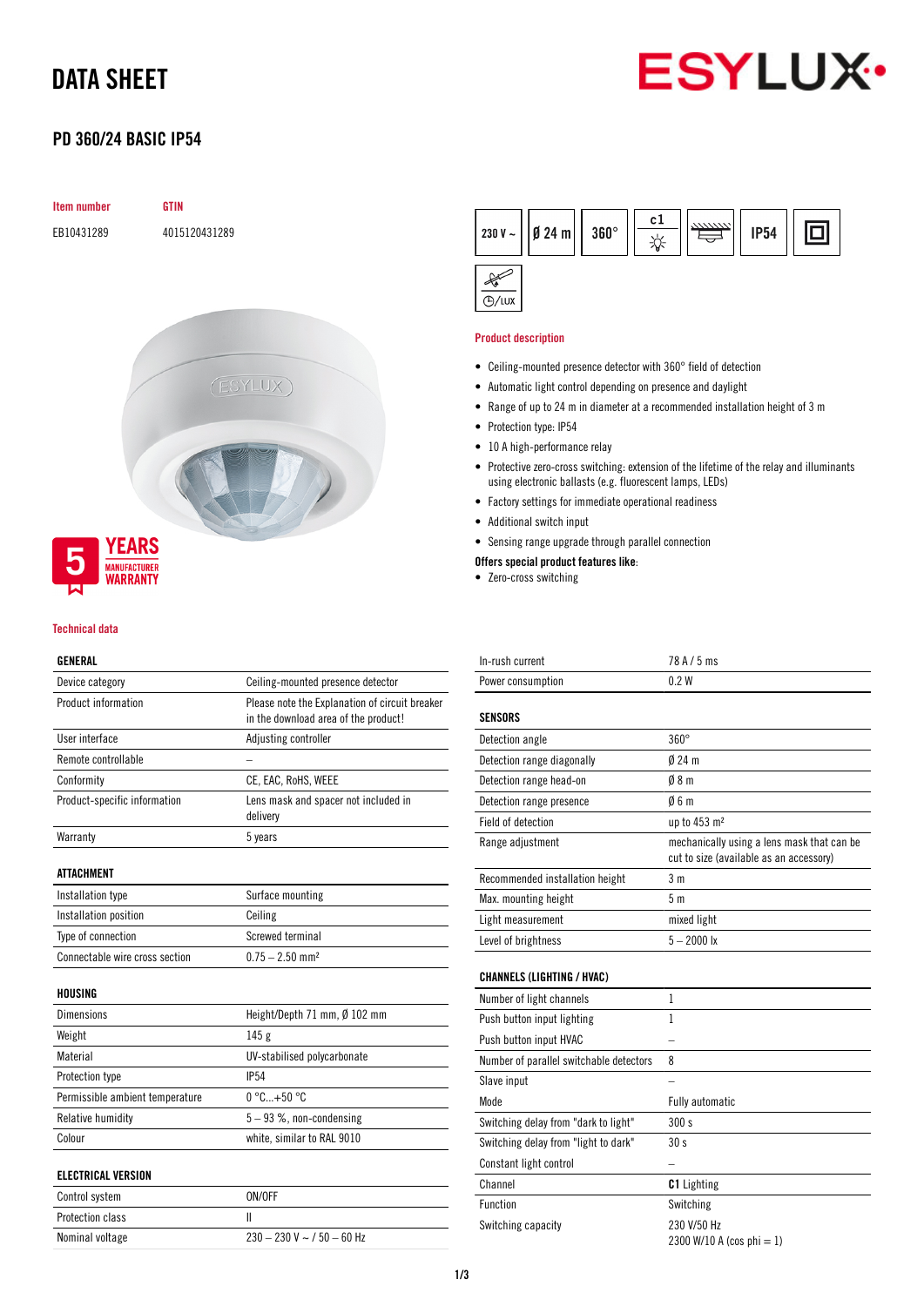# DATA SHEET

## PD 360/24 BASIC IP54

| Item number | GTIN |
|---|---|
| EB10431289 | 4015120431289 |

230 V ~ | Ø 24 m | 360° | c1 | IP54

5 YEARS MANUFACTURER WARRANTY

### Product description

- Ceiling-mounted presence detector with 360° field of detection
- Automatic light control depending on presence and daylight
- Range of up to 24 m in diameter at a recommended installation height of 3 m
- Protection type: IP54
- 10 A high-performance relay
- Protective zero-cross switching: extension of the lifetime of the relay and illuminants using electronic ballasts (e.g. fluorescent lamps, LEDs)
- Factory settings for immediate operational readiness
- Additional switch input
- Sensing range upgrade through parallel connection

**Offers special product features like:**

- Zero-cross switching

### Technical data

| GENERAL | |
|---|---|
| Device category | Ceiling-mounted presence detector |
| Product information | Please note the Explanation of circuit breaker in the download area of the product! |
| User interface | Adjusting controller |
| Remote controllable | – |
| Conformity | CE, EAC, RoHS, WEEE |
| Product-specific information | Lens mask and spacer not included in delivery |
| Warranty | 5 years |

| ATTACHMENT | |
|---|---|
| Installation type | Surface mounting |
| Installation position | Ceiling |
| Type of connection | Screwed terminal |
| Connectable wire cross section | 0.75 – 2.50 mm² |

| HOUSING | |
|---|---|
| Dimensions | Height/Depth 71 mm, Ø 102 mm |
| Weight | 145 g |
| Material | UV-stabilised polycarbonate |
| Protection type | IP54 |
| Permissible ambient temperature | 0 °C...+50 °C |
| Relative humidity | 5 – 93 %, non-condensing |
| Colour | white, similar to RAL 9010 |

| ELECTRICAL VERSION | |
|---|---|
| Control system | ON/OFF |
| Protection class | II |
| Nominal voltage | 230 – 230 V ~ / 50 – 60 Hz |
| In-rush current | 78 A / 5 ms |
| Power consumption | 0.2 W |

| SENSORS | |
|---|---|
| Detection angle | 360° |
| Detection range diagonally | Ø 24 m |
| Detection range head-on | Ø 8 m |
| Detection range presence | Ø 6 m |
| Field of detection | up to 453 m² |
| Range adjustment | mechanically using a lens mask that can be cut to size (available as an accessory) |
| Recommended installation height | 3 m |
| Max. mounting height | 5 m |
| Light measurement | mixed light |
| Level of brightness | 5 – 2000 lx |

| CHANNELS (LIGHTING / HVAC) | |
|---|---|
| Number of light channels | 1 |
| Push button input lighting | 1 |
| Push button input HVAC | – |
| Number of parallel switchable detectors | 8 |
| Slave input | – |
| Mode | Fully automatic |
| Switching delay from "dark to light" | 300 s |
| Switching delay from "light to dark" | 30 s |
| Constant light control | – |
| Channel | **C1** Lighting |
| Function | Switching |
| Switching capacity | 230 V/50 Hz 2300 W/10 A (cos phi = 1) |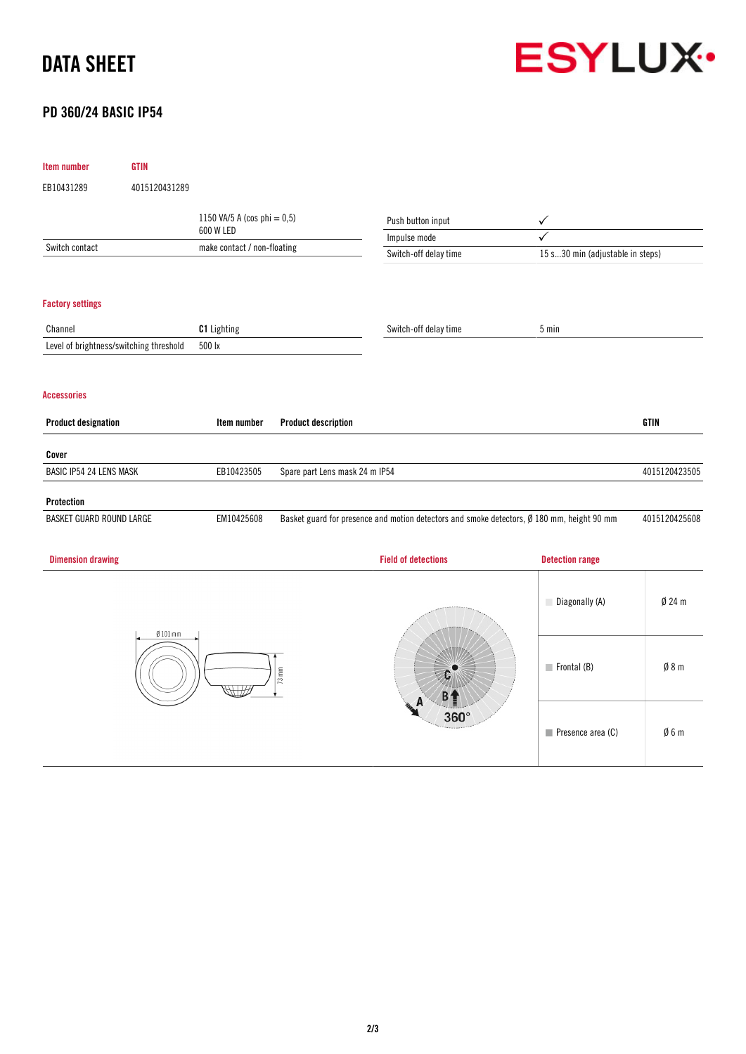# DATA SHEET

## PD 360/24 BASIC IP54

| Item number | GTIN |
|---|---|
| EB10431289 | 4015120431289 |

| | |
|---|---|
| | 1150 VA/5 A (cos phi = 0,5)<br>600 W LED |
| Switch contact | make contact / non-floating |

| | |
|---|---|
| Push button input | ✓ |
| Impulse mode | ✓ |
| Switch-off delay time | 15 s...30 min (adjustable in steps) |

### Factory settings

| | |
|---|---|
| Channel | **C1** Lighting |
| Level of brightness/switching threshold | 500 lx |

| | |
|---|---|
| Switch-off delay time | 5 min |

### Accessories

| Product designation | Item number | Product description | GTIN |
|---|---|---|---|
| **Cover** | | | |
| BASIC IP54 24 LENS MASK | EB10423505 | Spare part Lens mask 24 m IP54 | 4015120423505 |
| **Protection** | | | |
| BASKET GUARD ROUND LARGE | EM10425608 | Basket guard for presence and motion detectors and smoke detectors, Ø 180 mm, height 90 mm | 4015120425608 |

### Dimension drawing

Ø 101 mm

73 mm

### Field of detections

A B C 360°

### Detection range

| | |
|---|---|
| Diagonally (A) | Ø 24 m |
| Frontal (B) | Ø 8 m |
| Presence area (C) | Ø 6 m |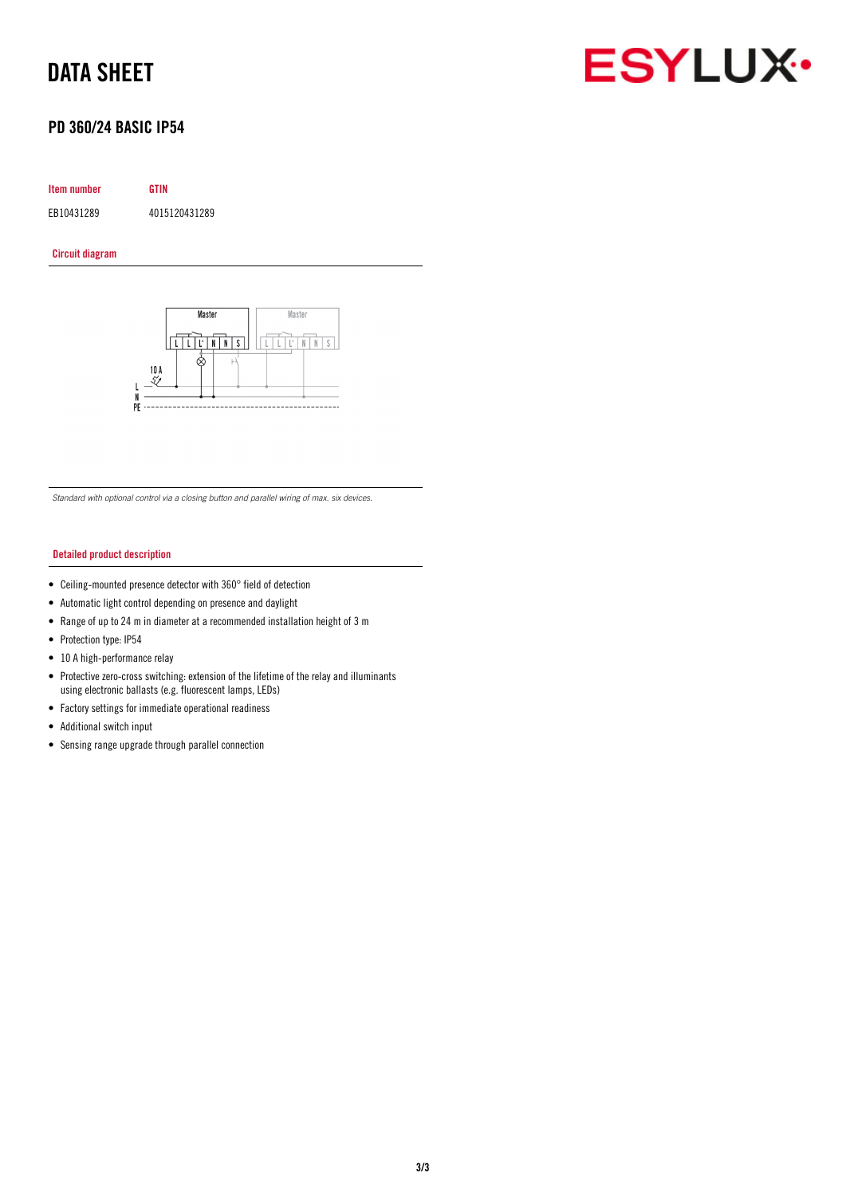# DATA SHEET

ESYLUX

## PD 360/24 BASIC IP54

| Item number | GTIN |
| --- | --- |
| EB10431289 | 4015120431289 |

### Circuit diagram

Master

L L L' N N S

Master

L L L' N N S

10 A

L

N

PE

*Standard with optional control via a closing button and parallel wiring of max. six devices.*

### Detailed product description

- Ceiling-mounted presence detector with 360° field of detection
- Automatic light control depending on presence and daylight
- Range of up to 24 m in diameter at a recommended installation height of 3 m
- Protection type: IP54
- 10 A high-performance relay
- Protective zero-cross switching: extension of the lifetime of the relay and illuminants using electronic ballasts (e.g. fluorescent lamps, LEDs)
- Factory settings for immediate operational readiness
- Additional switch input
- Sensing range upgrade through parallel connection